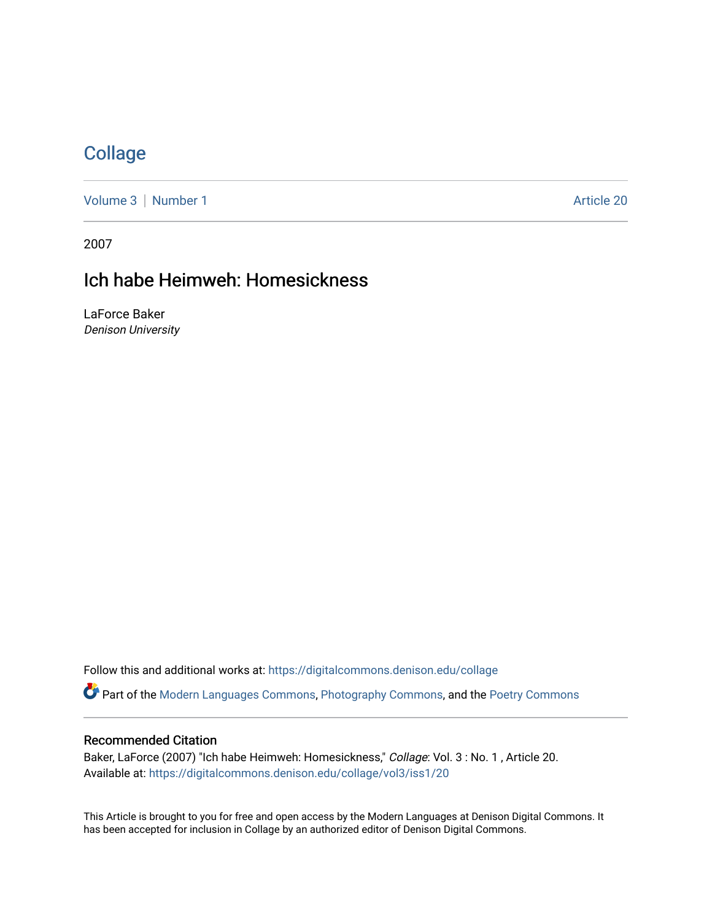# Collage

Volume 3 | Number 1 Article 20

2007

## Ich habe Heimweh: Homesickness

LaForce Baker
*Denison University*

Follow this and additional works at: https://digitalcommons.denison.edu/collage

Part of the Modern Languages Commons, Photography Commons, and the Poetry Commons

### Recommended Citation

Baker, LaForce (2007) "Ich habe Heimweh: Homesickness," *Collage*: Vol. 3 : No. 1 , Article 20.
Available at: https://digitalcommons.denison.edu/collage/vol3/iss1/20

This Article is brought to you for free and open access by the Modern Languages at Denison Digital Commons. It has been accepted for inclusion in Collage by an authorized editor of Denison Digital Commons.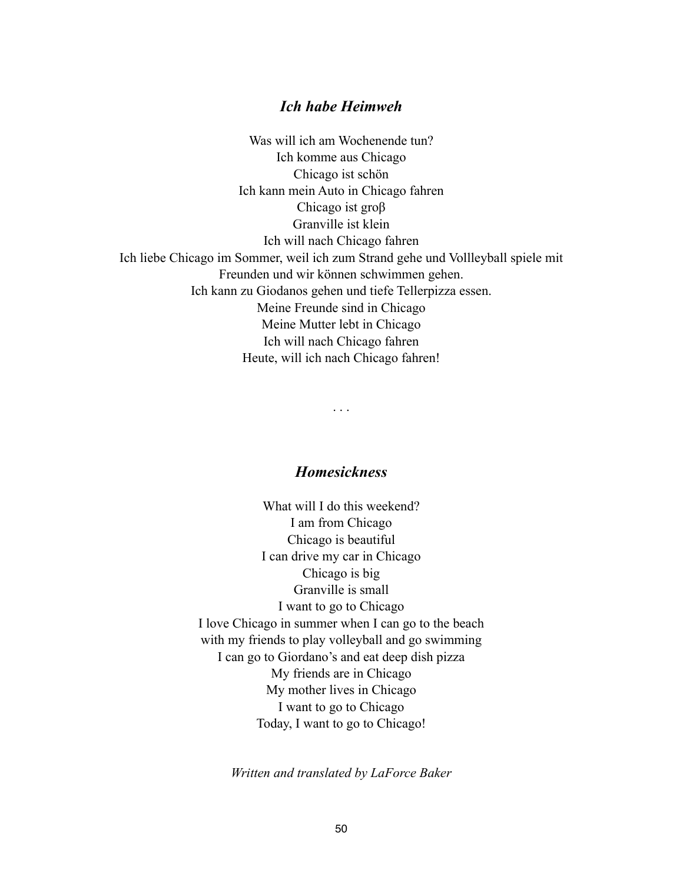## *Ich habe Heimweh*

Was will ich am Wochenende tun?
Ich komme aus Chicago
Chicago ist schön
Ich kann mein Auto in Chicago fahren
Chicago ist groβ
Granville ist klein
Ich will nach Chicago fahren
Ich liebe Chicago im Sommer, weil ich zum Strand gehe und Vollleyball spiele mit Freunden und wir können schwimmen gehen.
Ich kann zu Giodanos gehen und tiefe Tellerpizza essen.
Meine Freunde sind in Chicago
Meine Mutter lebt in Chicago
Ich will nach Chicago fahren
Heute, will ich nach Chicago fahren!

. . .

## *Homesickness*

What will I do this weekend?
I am from Chicago
Chicago is beautiful
I can drive my car in Chicago
Chicago is big
Granville is small
I want to go to Chicago
I love Chicago in summer when I can go to the beach
with my friends to play volleyball and go swimming
I can go to Giordano's and eat deep dish pizza
My friends are in Chicago
My mother lives in Chicago
I want to go to Chicago
Today, I want to go to Chicago!

*Written and translated by LaForce Baker*